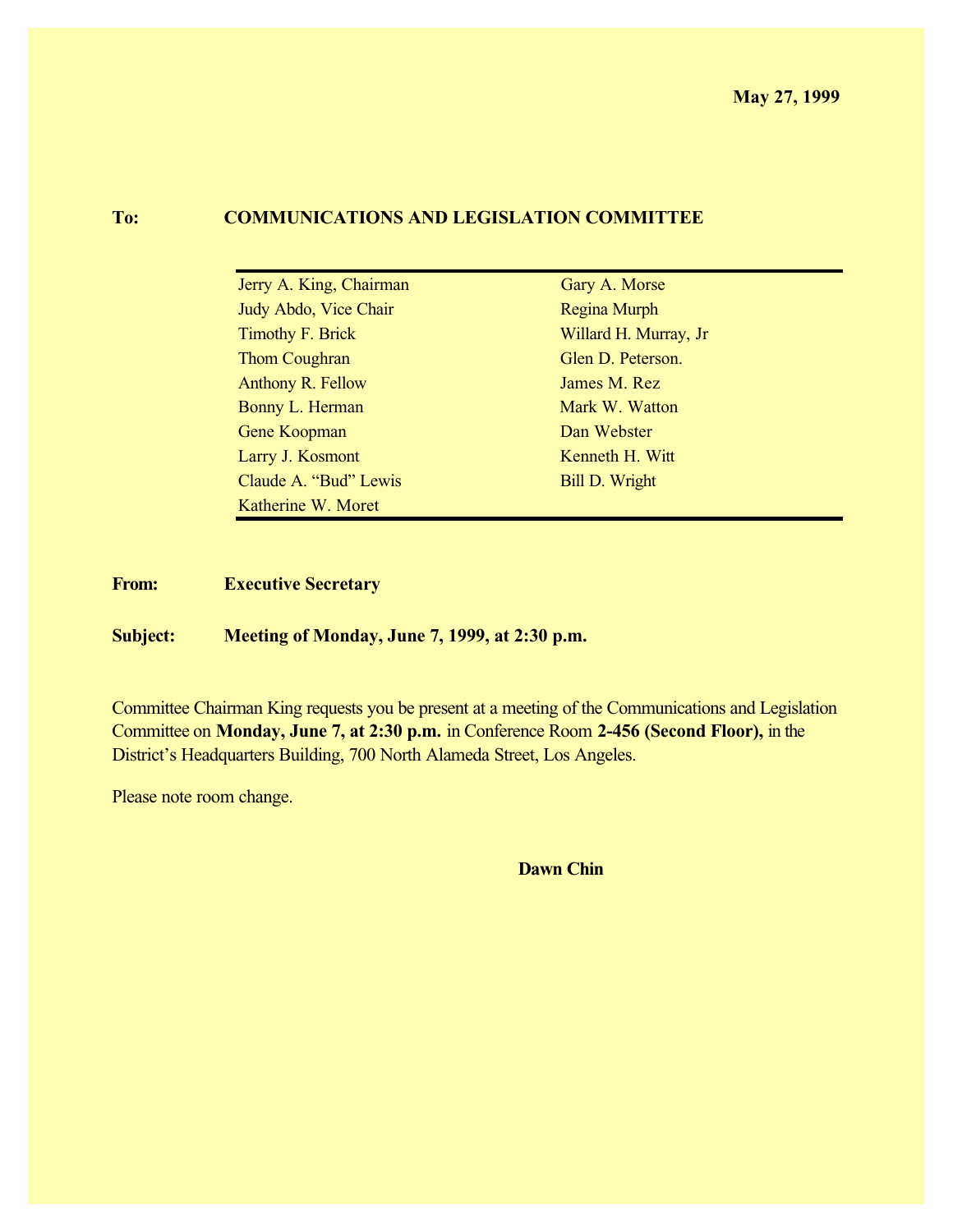**May 27, 1999**

**To:** **COMMUNICATIONS AND LEGISLATION COMMITTEE**

| | |
|---|---|
| Jerry A. King, Chairman | Gary A. Morse |
| Judy Abdo, Vice Chair | Regina Murph |
| Timothy F. Brick | Willard H. Murray, Jr |
| Thom Coughran | Glen D. Peterson. |
| Anthony R. Fellow | James M. Rez |
| Bonny L. Herman | Mark W. Watton |
| Gene Koopman | Dan Webster |
| Larry J. Kosmont | Kenneth H. Witt |
| Claude A. "Bud" Lewis | Bill D. Wright |
| Katherine W. Moret | |

**From:** **Executive Secretary**

**Subject:** **Meeting of Monday, June 7, 1999, at 2:30 p.m.**

Committee Chairman King requests you be present at a meeting of the Communications and Legislation Committee on **Monday, June 7, at 2:30 p.m.** in Conference Room **2-456 (Second Floor),** in the District's Headquarters Building, 700 North Alameda Street, Los Angeles.

Please note room change.

**Dawn Chin**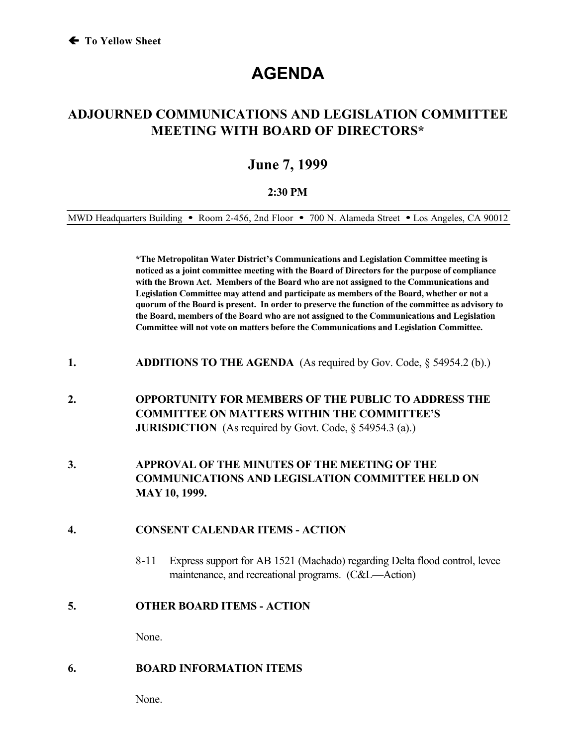🡐 **To Yellow Sheet**

# AGENDA

## ADJOURNED COMMUNICATIONS AND LEGISLATION COMMITTEE MEETING WITH BOARD OF DIRECTORS*

## June 7, 1999

**2:30 PM**

MWD Headquarters Building • Room 2-456, 2nd Floor • 700 N. Alameda Street • Los Angeles, CA 90012

**\*The Metropolitan Water District's Communications and Legislation Committee meeting is noticed as a joint committee meeting with the Board of Directors for the purpose of compliance with the Brown Act. Members of the Board who are not assigned to the Communications and Legislation Committee may attend and participate as members of the Board, whether or not a quorum of the Board is present. In order to preserve the function of the committee as advisory to the Board, members of the Board who are not assigned to the Communications and Legislation Committee will not vote on matters before the Communications and Legislation Committee.**

**1. ADDITIONS TO THE AGENDA** (As required by Gov. Code, § 54954.2 (b).)

**2. OPPORTUNITY FOR MEMBERS OF THE PUBLIC TO ADDRESS THE COMMITTEE ON MATTERS WITHIN THE COMMITTEE'S JURISDICTION** (As required by Govt. Code, § 54954.3 (a).)

**3. APPROVAL OF THE MINUTES OF THE MEETING OF THE COMMUNICATIONS AND LEGISLATION COMMITTEE HELD ON MAY 10, 1999.**

**4. CONSENT CALENDAR ITEMS - ACTION**

8-11 Express support for AB 1521 (Machado) regarding Delta flood control, levee maintenance, and recreational programs. (C&L—Action)

**5. OTHER BOARD ITEMS - ACTION**

None.

**6. BOARD INFORMATION ITEMS**

None.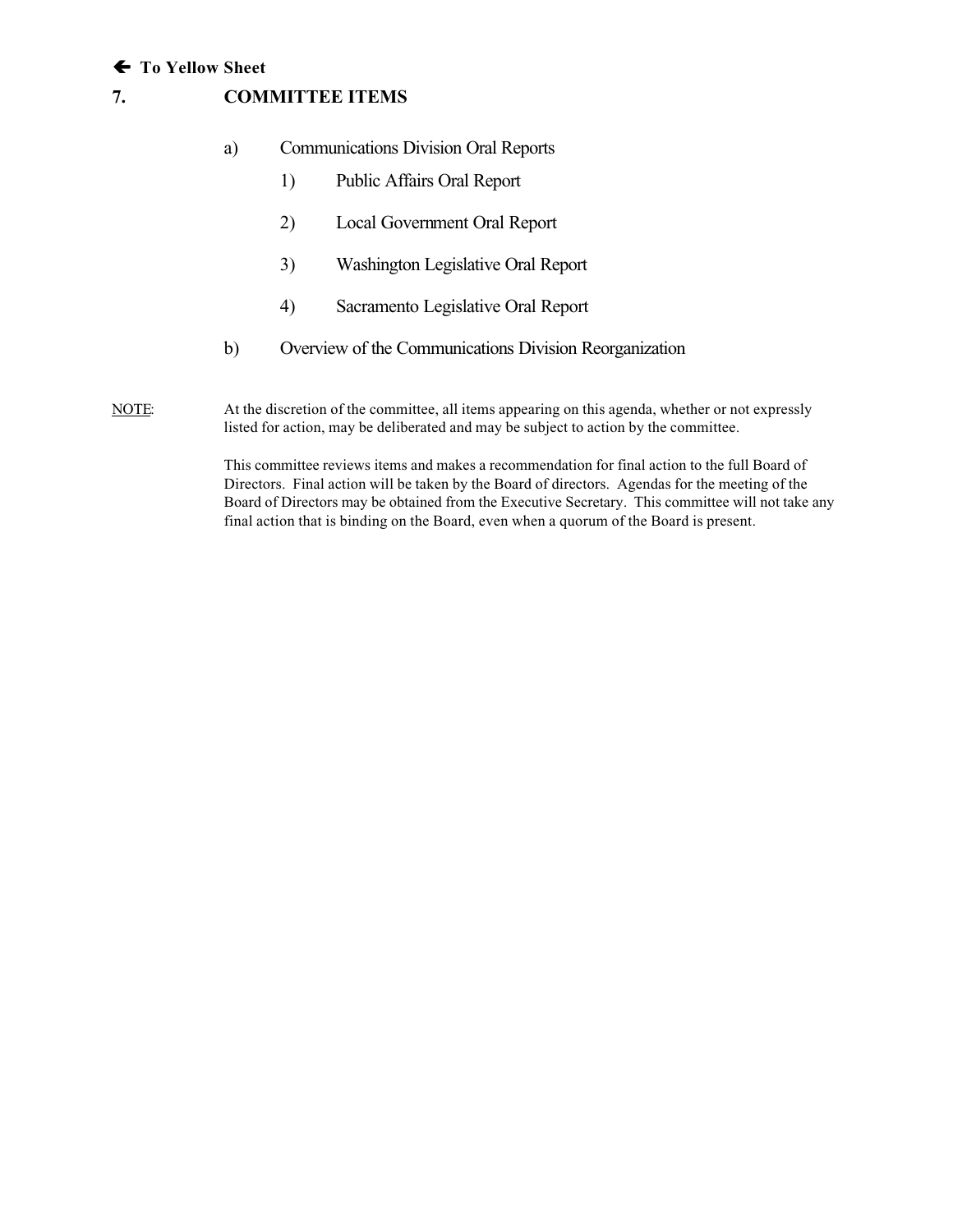**🡐 To Yellow Sheet**

## 7. COMMITTEE ITEMS

a) Communications Division Oral Reports

1) Public Affairs Oral Report

2) Local Government Oral Report

3) Washington Legislative Oral Report

4) Sacramento Legislative Oral Report

b) Overview of the Communications Division Reorganization

NOTE: At the discretion of the committee, all items appearing on this agenda, whether or not expressly listed for action, may be deliberated and may be subject to action by the committee.

This committee reviews items and makes a recommendation for final action to the full Board of Directors. Final action will be taken by the Board of directors. Agendas for the meeting of the Board of Directors may be obtained from the Executive Secretary. This committee will not take any final action that is binding on the Board, even when a quorum of the Board is present.